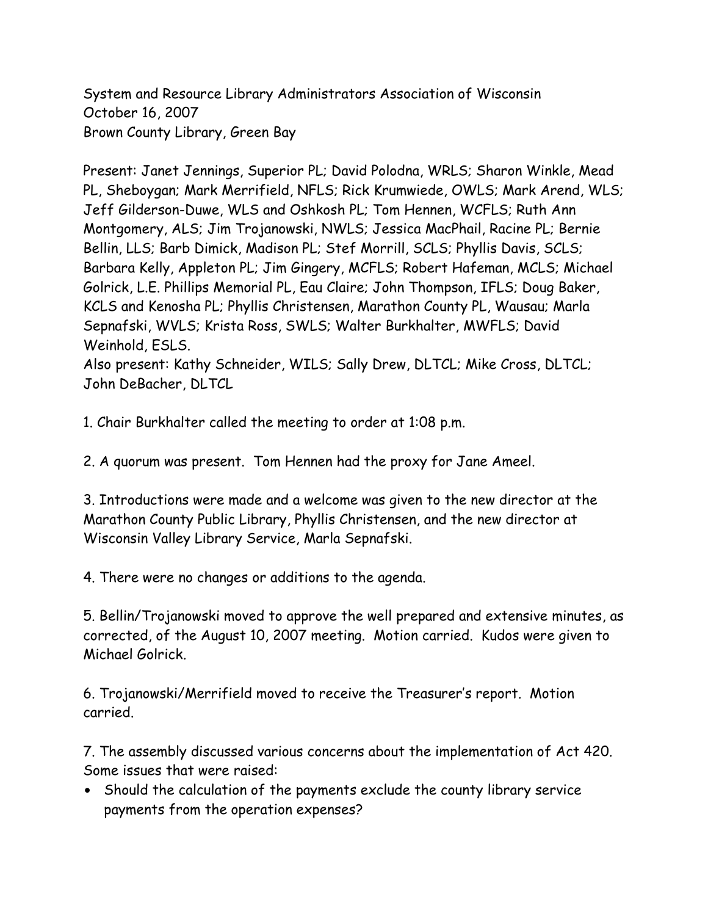System and Resource Library Administrators Association of Wisconsin
October 16, 2007
Brown County Library, Green Bay

Present: Janet Jennings, Superior PL; David Polodna, WRLS; Sharon Winkle, Mead PL, Sheboygan; Mark Merrifield, NFLS; Rick Krumwiede, OWLS; Mark Arend, WLS; Jeff Gilderson-Duwe, WLS and Oshkosh PL; Tom Hennen, WCFLS; Ruth Ann Montgomery, ALS; Jim Trojanowski, NWLS; Jessica MacPhail, Racine PL; Bernie Bellin, LLS; Barb Dimick, Madison PL; Stef Morrill, SCLS; Phyllis Davis, SCLS; Barbara Kelly, Appleton PL; Jim Gingery, MCFLS; Robert Hafeman, MCLS; Michael Golrick, L.E. Phillips Memorial PL, Eau Claire; John Thompson, IFLS; Doug Baker, KCLS and Kenosha PL; Phyllis Christensen, Marathon County PL, Wausau; Marla Sepnafski, WVLS; Krista Ross, SWLS; Walter Burkhalter, MWFLS; David Weinhold, ESLS.
Also present: Kathy Schneider, WILS; Sally Drew, DLTCL; Mike Cross, DLTCL; John DeBacher, DLTCL

1. Chair Burkhalter called the meeting to order at 1:08 p.m.

2. A quorum was present. Tom Hennen had the proxy for Jane Ameel.

3. Introductions were made and a welcome was given to the new director at the Marathon County Public Library, Phyllis Christensen, and the new director at Wisconsin Valley Library Service, Marla Sepnafski.

4. There were no changes or additions to the agenda.

5. Bellin/Trojanowski moved to approve the well prepared and extensive minutes, as corrected, of the August 10, 2007 meeting. Motion carried. Kudos were given to Michael Golrick.

6. Trojanowski/Merrifield moved to receive the Treasurer's report. Motion carried.

7. The assembly discussed various concerns about the implementation of Act 420. Some issues that were raised:

- Should the calculation of the payments exclude the county library service payments from the operation expenses?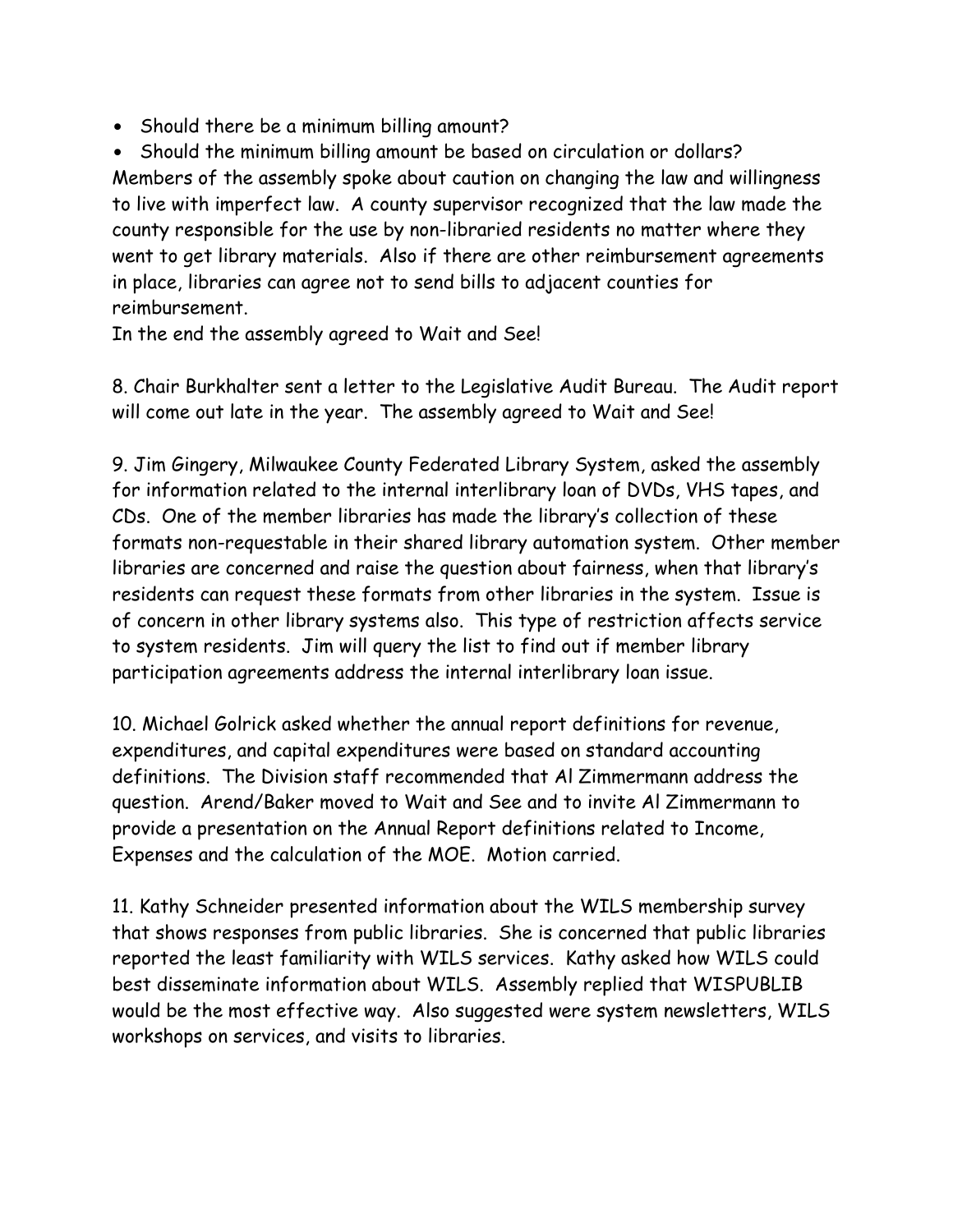- Should there be a minimum billing amount?
- Should the minimum billing amount be based on circulation or dollars?

Members of the assembly spoke about caution on changing the law and willingness to live with imperfect law. A county supervisor recognized that the law made the county responsible for the use by non-libraried residents no matter where they went to get library materials. Also if there are other reimbursement agreements in place, libraries can agree not to send bills to adjacent counties for reimbursement.

In the end the assembly agreed to Wait and See!

8. Chair Burkhalter sent a letter to the Legislative Audit Bureau. The Audit report will come out late in the year. The assembly agreed to Wait and See!

9. Jim Gingery, Milwaukee County Federated Library System, asked the assembly for information related to the internal interlibrary loan of DVDs, VHS tapes, and CDs. One of the member libraries has made the library's collection of these formats non-requestable in their shared library automation system. Other member libraries are concerned and raise the question about fairness, when that library's residents can request these formats from other libraries in the system. Issue is of concern in other library systems also. This type of restriction affects service to system residents. Jim will query the list to find out if member library participation agreements address the internal interlibrary loan issue.

10. Michael Golrick asked whether the annual report definitions for revenue, expenditures, and capital expenditures were based on standard accounting definitions. The Division staff recommended that Al Zimmermann address the question. Arend/Baker moved to Wait and See and to invite Al Zimmermann to provide a presentation on the Annual Report definitions related to Income, Expenses and the calculation of the MOE. Motion carried.

11. Kathy Schneider presented information about the WILS membership survey that shows responses from public libraries. She is concerned that public libraries reported the least familiarity with WILS services. Kathy asked how WILS could best disseminate information about WILS. Assembly replied that WISPUBLIB would be the most effective way. Also suggested were system newsletters, WILS workshops on services, and visits to libraries.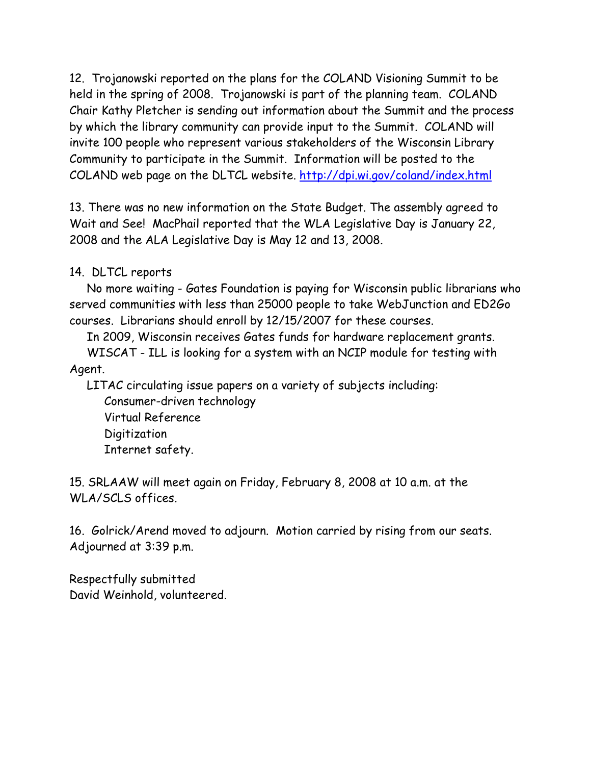12. Trojanowski reported on the plans for the COLAND Visioning Summit to be held in the spring of 2008. Trojanowski is part of the planning team. COLAND Chair Kathy Pletcher is sending out information about the Summit and the process by which the library community can provide input to the Summit. COLAND will invite 100 people who represent various stakeholders of the Wisconsin Library Community to participate in the Summit. Information will be posted to the COLAND web page on the DLTCL website. http://dpi.wi.gov/coland/index.html

13. There was no new information on the State Budget. The assembly agreed to Wait and See! MacPhail reported that the WLA Legislative Day is January 22, 2008 and the ALA Legislative Day is May 12 and 13, 2008.

14. DLTCL reports

No more waiting - Gates Foundation is paying for Wisconsin public librarians who served communities with less than 25000 people to take WebJunction and ED2Go courses. Librarians should enroll by 12/15/2007 for these courses.

In 2009, Wisconsin receives Gates funds for hardware replacement grants.

WISCAT - ILL is looking for a system with an NCIP module for testing with Agent.

LITAC circulating issue papers on a variety of subjects including:

- Consumer-driven technology
- Virtual Reference
- Digitization
- Internet safety.

15. SRLAAW will meet again on Friday, February 8, 2008 at 10 a.m. at the WLA/SCLS offices.

16. Golrick/Arend moved to adjourn. Motion carried by rising from our seats. Adjourned at 3:39 p.m.

Respectfully submitted
David Weinhold, volunteered.